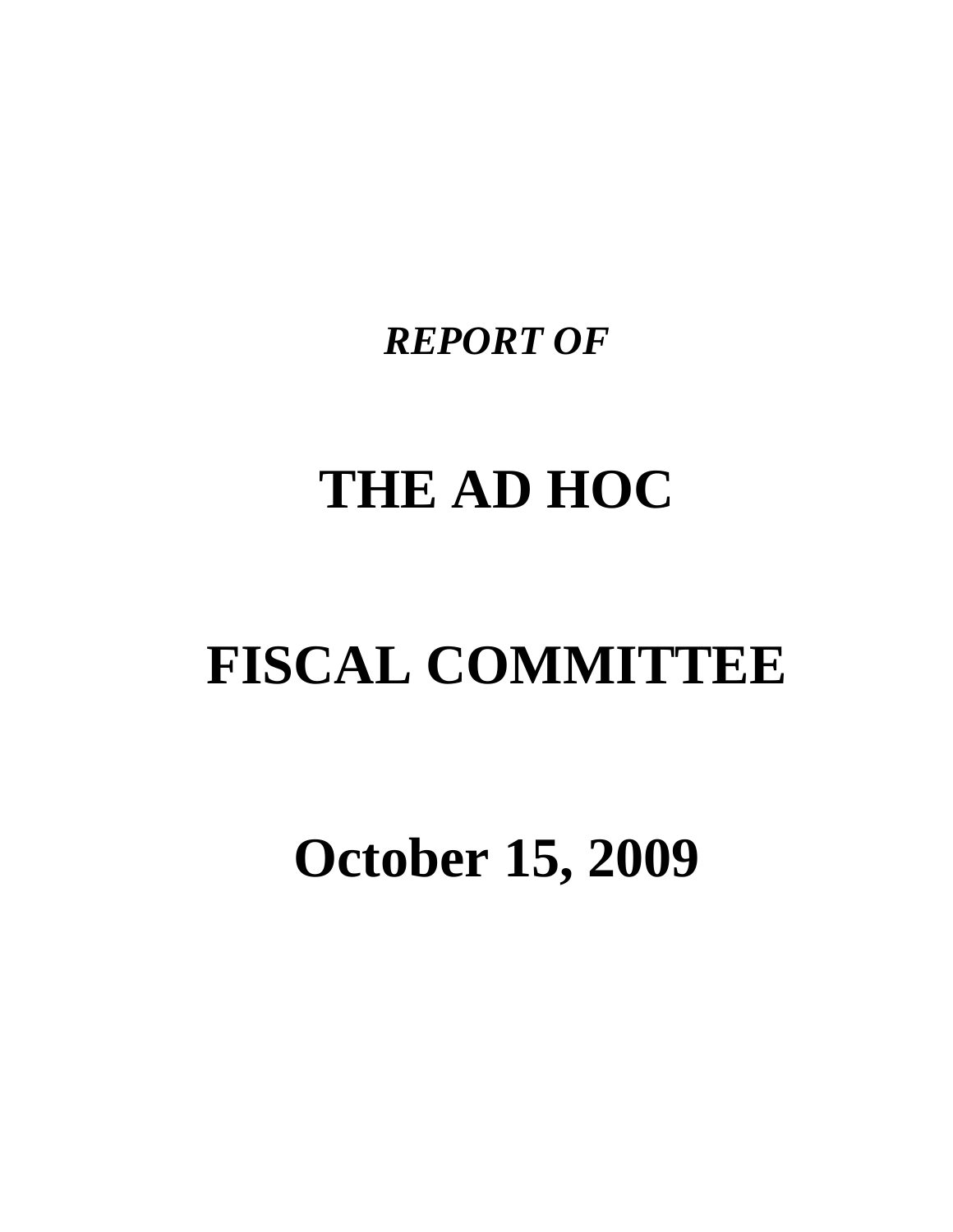***REPORT OF***

# THE AD HOC

# FISCAL COMMITTEE

# October 15, 2009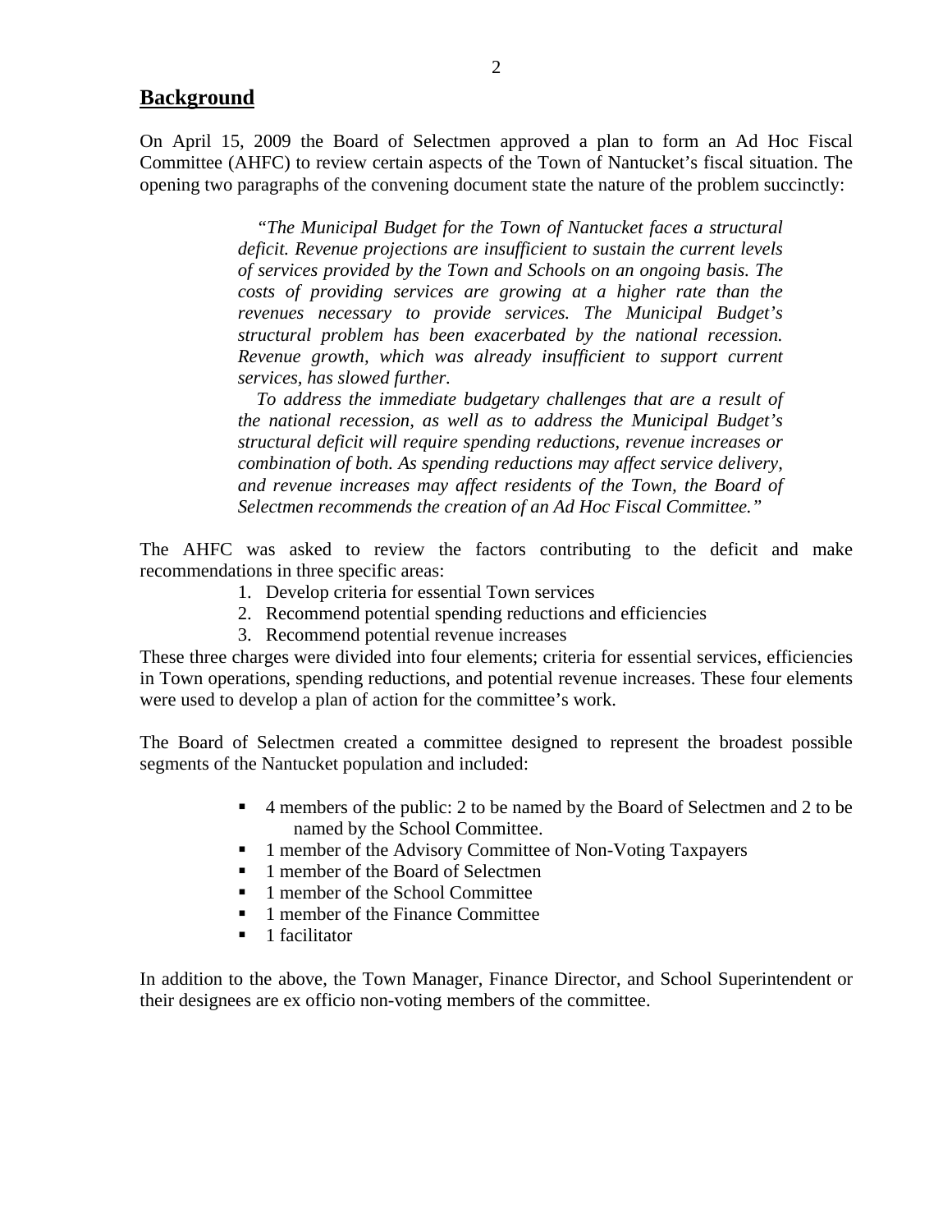## Background

On April 15, 2009 the Board of Selectmen approved a plan to form an Ad Hoc Fiscal Committee (AHFC) to review certain aspects of the Town of Nantucket's fiscal situation. The opening two paragraphs of the convening document state the nature of the problem succinctly:

> *"The Municipal Budget for the Town of Nantucket faces a structural deficit. Revenue projections are insufficient to sustain the current levels of services provided by the Town and Schools on an ongoing basis. The costs of providing services are growing at a higher rate than the revenues necessary to provide services. The Municipal Budget's structural problem has been exacerbated by the national recession. Revenue growth, which was already insufficient to support current services, has slowed further.*
>
> *To address the immediate budgetary challenges that are a result of the national recession, as well as to address the Municipal Budget's structural deficit will require spending reductions, revenue increases or combination of both. As spending reductions may affect service delivery, and revenue increases may affect residents of the Town, the Board of Selectmen recommends the creation of an Ad Hoc Fiscal Committee."*

The AHFC was asked to review the factors contributing to the deficit and make recommendations in three specific areas:

1. Develop criteria for essential Town services
2. Recommend potential spending reductions and efficiencies
3. Recommend potential revenue increases

These three charges were divided into four elements; criteria for essential services, efficiencies in Town operations, spending reductions, and potential revenue increases. These four elements were used to develop a plan of action for the committee's work.

The Board of Selectmen created a committee designed to represent the broadest possible segments of the Nantucket population and included:

- 4 members of the public: 2 to be named by the Board of Selectmen and 2 to be named by the School Committee.
- 1 member of the Advisory Committee of Non-Voting Taxpayers
- 1 member of the Board of Selectmen
- 1 member of the School Committee
- 1 member of the Finance Committee
- 1 facilitator

In addition to the above, the Town Manager, Finance Director, and School Superintendent or their designees are ex officio non-voting members of the committee.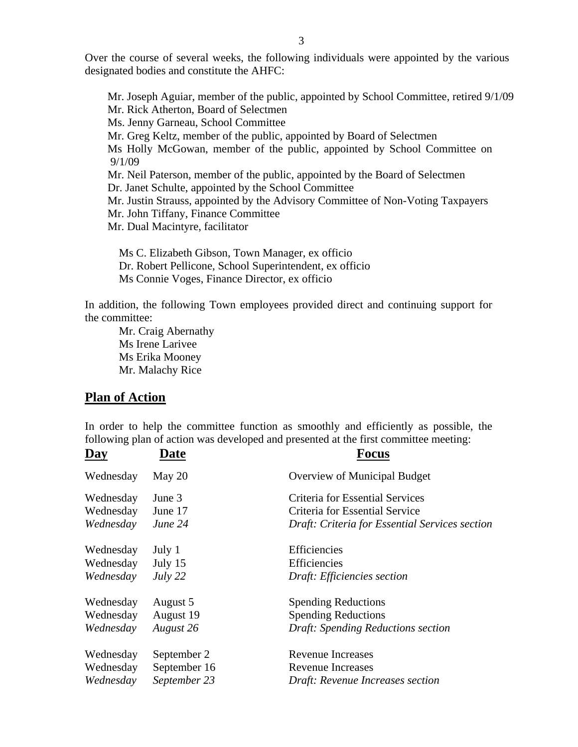Over the course of several weeks, the following individuals were appointed by the various designated bodies and constitute the AHFC:

Mr. Joseph Aguiar, member of the public, appointed by School Committee, retired 9/1/09  
Mr. Rick Atherton, Board of Selectmen  
Ms. Jenny Garneau, School Committee  
Mr. Greg Keltz, member of the public, appointed by Board of Selectmen  
Ms Holly McGowan, member of the public, appointed by School Committee on 9/1/09  
Mr. Neil Paterson, member of the public, appointed by the Board of Selectmen  
Dr. Janet Schulte, appointed by the School Committee  
Mr. Justin Strauss, appointed by the Advisory Committee of Non-Voting Taxpayers  
Mr. John Tiffany, Finance Committee  
Mr. Dual Macintyre, facilitator

Ms C. Elizabeth Gibson, Town Manager, ex officio  
Dr. Robert Pellicone, School Superintendent, ex officio  
Ms Connie Voges, Finance Director, ex officio

In addition, the following Town employees provided direct and continuing support for the committee:

Mr. Craig Abernathy  
Ms Irene Larivee  
Ms Erika Mooney  
Mr. Malachy Rice

## Plan of Action

In order to help the committee function as smoothly and efficiently as possible, the following plan of action was developed and presented at the first committee meeting:

| Day | Date | Focus |
|---|---|---|
| Wednesday | May 20 | Overview of Municipal Budget |
| Wednesday | June 3 | Criteria for Essential Services |
| Wednesday | June 17 | Criteria for Essential Service |
| *Wednesday* | *June 24* | *Draft: Criteria for Essential Services section* |
| Wednesday | July 1 | Efficiencies |
| Wednesday | July 15 | Efficiencies |
| *Wednesday* | *July 22* | *Draft: Efficiencies section* |
| Wednesday | August 5 | Spending Reductions |
| Wednesday | August 19 | Spending Reductions |
| *Wednesday* | *August 26* | *Draft: Spending Reductions section* |
| Wednesday | September 2 | Revenue Increases |
| Wednesday | September 16 | Revenue Increases |
| *Wednesday* | *September 23* | *Draft: Revenue Increases section* |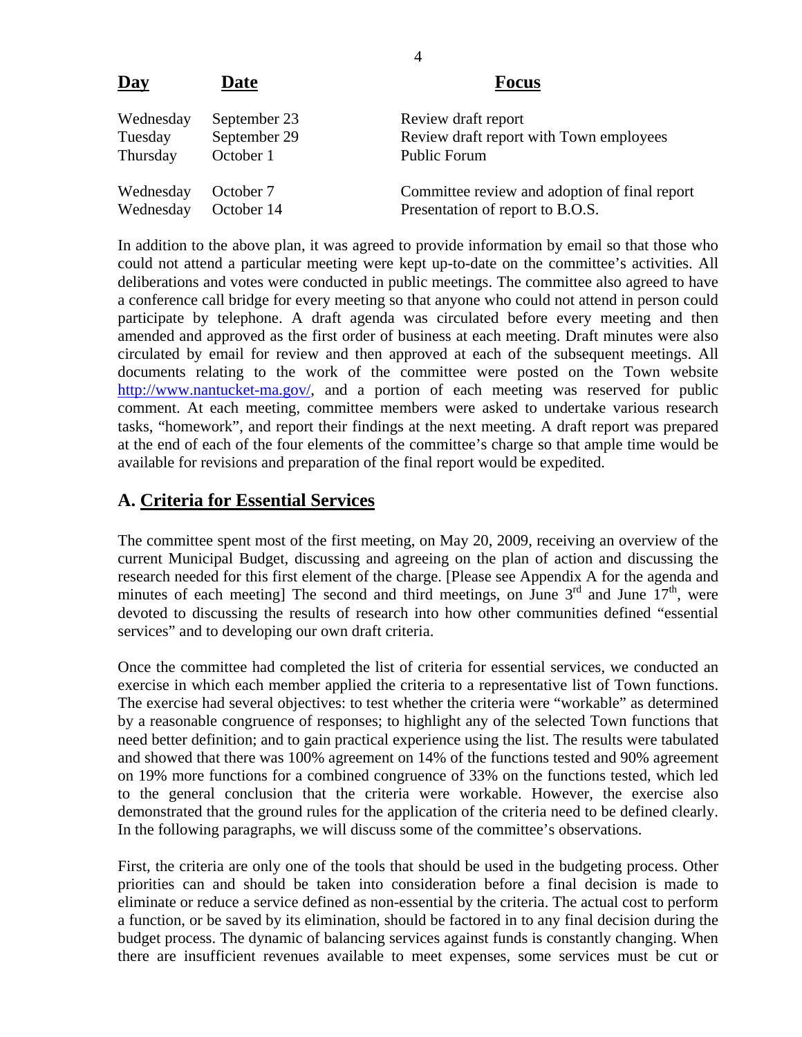| Day | Date | Focus |
|---|---|---|
| Wednesday | September 23 | Review draft report |
| Tuesday | September 29 | Review draft report with Town employees |
| Thursday | October 1 | Public Forum |
| Wednesday | October 7 | Committee review and adoption of final report |
| Wednesday | October 14 | Presentation of report to B.O.S. |

In addition to the above plan, it was agreed to provide information by email so that those who could not attend a particular meeting were kept up-to-date on the committee's activities. All deliberations and votes were conducted in public meetings. The committee also agreed to have a conference call bridge for every meeting so that anyone who could not attend in person could participate by telephone. A draft agenda was circulated before every meeting and then amended and approved as the first order of business at each meeting. Draft minutes were also circulated by email for review and then approved at each of the subsequent meetings. All documents relating to the work of the committee were posted on the Town website http://www.nantucket-ma.gov/, and a portion of each meeting was reserved for public comment. At each meeting, committee members were asked to undertake various research tasks, "homework", and report their findings at the next meeting. A draft report was prepared at the end of each of the four elements of the committee's charge so that ample time would be available for revisions and preparation of the final report would be expedited.

## A. Criteria for Essential Services

The committee spent most of the first meeting, on May 20, 2009, receiving an overview of the current Municipal Budget, discussing and agreeing on the plan of action and discussing the research needed for this first element of the charge. [Please see Appendix A for the agenda and minutes of each meeting] The second and third meetings, on June 3rd and June 17th, were devoted to discussing the results of research into how other communities defined "essential services" and to developing our own draft criteria.

Once the committee had completed the list of criteria for essential services, we conducted an exercise in which each member applied the criteria to a representative list of Town functions. The exercise had several objectives: to test whether the criteria were "workable" as determined by a reasonable congruence of responses; to highlight any of the selected Town functions that need better definition; and to gain practical experience using the list. The results were tabulated and showed that there was 100% agreement on 14% of the functions tested and 90% agreement on 19% more functions for a combined congruence of 33% on the functions tested, which led to the general conclusion that the criteria were workable. However, the exercise also demonstrated that the ground rules for the application of the criteria need to be defined clearly. In the following paragraphs, we will discuss some of the committee's observations.

First, the criteria are only one of the tools that should be used in the budgeting process. Other priorities can and should be taken into consideration before a final decision is made to eliminate or reduce a service defined as non-essential by the criteria. The actual cost to perform a function, or be saved by its elimination, should be factored in to any final decision during the budget process. The dynamic of balancing services against funds is constantly changing. When there are insufficient revenues available to meet expenses, some services must be cut or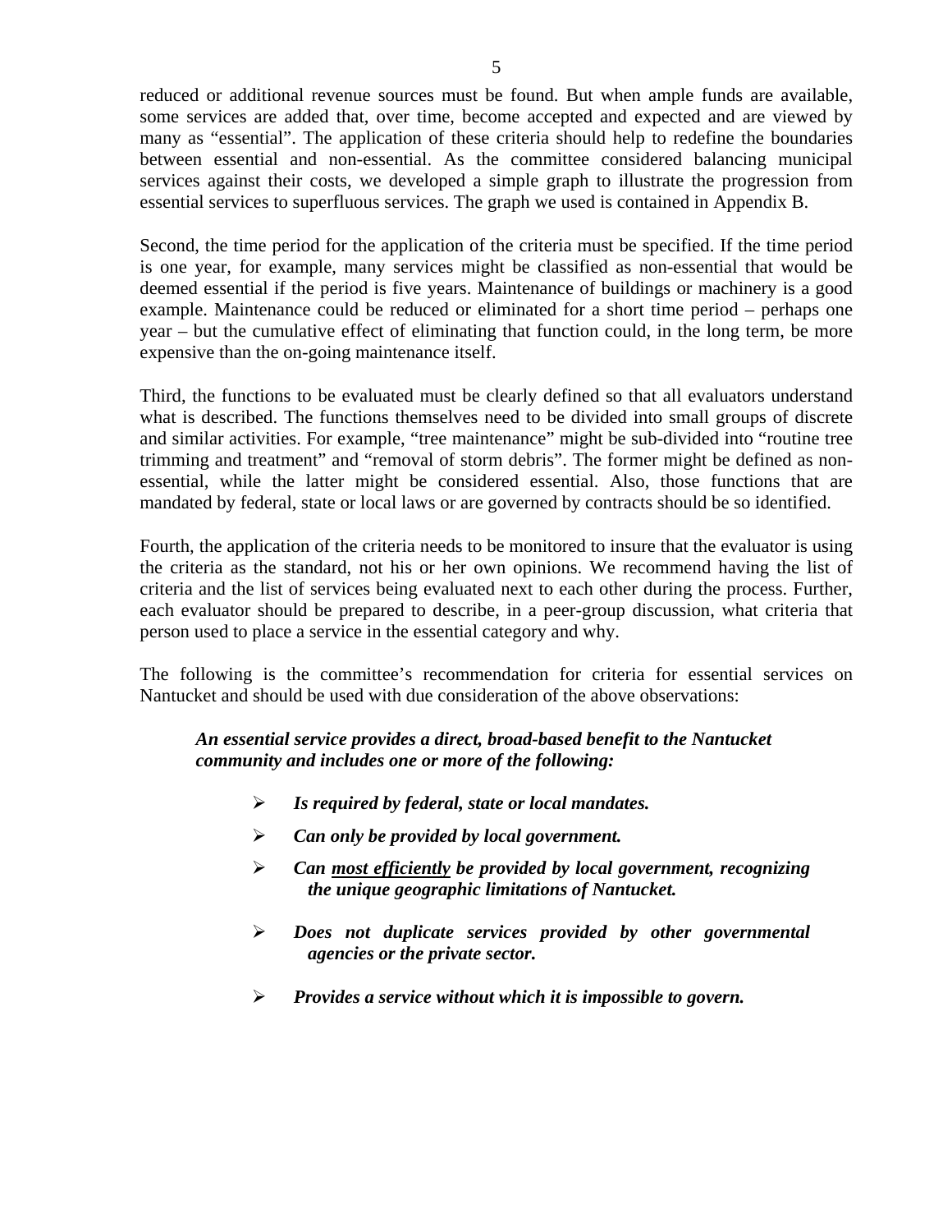reduced or additional revenue sources must be found. But when ample funds are available, some services are added that, over time, become accepted and expected and are viewed by many as "essential". The application of these criteria should help to redefine the boundaries between essential and non-essential. As the committee considered balancing municipal services against their costs, we developed a simple graph to illustrate the progression from essential services to superfluous services. The graph we used is contained in Appendix B.

Second, the time period for the application of the criteria must be specified. If the time period is one year, for example, many services might be classified as non-essential that would be deemed essential if the period is five years. Maintenance of buildings or machinery is a good example. Maintenance could be reduced or eliminated for a short time period – perhaps one year – but the cumulative effect of eliminating that function could, in the long term, be more expensive than the on-going maintenance itself.

Third, the functions to be evaluated must be clearly defined so that all evaluators understand what is described. The functions themselves need to be divided into small groups of discrete and similar activities. For example, "tree maintenance" might be sub-divided into "routine tree trimming and treatment" and "removal of storm debris". The former might be defined as non-essential, while the latter might be considered essential. Also, those functions that are mandated by federal, state or local laws or are governed by contracts should be so identified.

Fourth, the application of the criteria needs to be monitored to insure that the evaluator is using the criteria as the standard, not his or her own opinions. We recommend having the list of criteria and the list of services being evaluated next to each other during the process. Further, each evaluator should be prepared to describe, in a peer-group discussion, what criteria that person used to place a service in the essential category and why.

The following is the committee's recommendation for criteria for essential services on Nantucket and should be used with due consideration of the above observations:

***An essential service provides a direct, broad-based benefit to the Nantucket community and includes one or more of the following:***

- ***Is required by federal, state or local mandates.***
- ***Can only be provided by local government.***
- ***Can <u>most efficiently</u> be provided by local government, recognizing the unique geographic limitations of Nantucket.***
- ***Does not duplicate services provided by other governmental agencies or the private sector.***
- ***Provides a service without which it is impossible to govern.***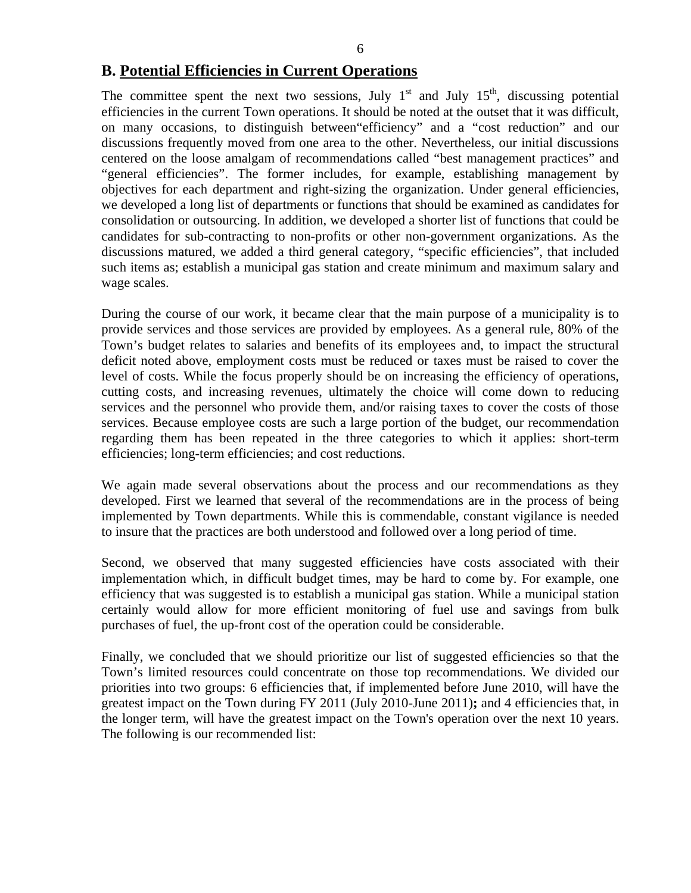## B. Potential Efficiencies in Current Operations

The committee spent the next two sessions, July 1st and July 15th, discussing potential efficiencies in the current Town operations. It should be noted at the outset that it was difficult, on many occasions, to distinguish between"efficiency" and a "cost reduction" and our discussions frequently moved from one area to the other. Nevertheless, our initial discussions centered on the loose amalgam of recommendations called "best management practices" and "general efficiencies". The former includes, for example, establishing management by objectives for each department and right-sizing the organization. Under general efficiencies, we developed a long list of departments or functions that should be examined as candidates for consolidation or outsourcing. In addition, we developed a shorter list of functions that could be candidates for sub-contracting to non-profits or other non-government organizations. As the discussions matured, we added a third general category, "specific efficiencies", that included such items as; establish a municipal gas station and create minimum and maximum salary and wage scales.

During the course of our work, it became clear that the main purpose of a municipality is to provide services and those services are provided by employees. As a general rule, 80% of the Town's budget relates to salaries and benefits of its employees and, to impact the structural deficit noted above, employment costs must be reduced or taxes must be raised to cover the level of costs. While the focus properly should be on increasing the efficiency of operations, cutting costs, and increasing revenues, ultimately the choice will come down to reducing services and the personnel who provide them, and/or raising taxes to cover the costs of those services. Because employee costs are such a large portion of the budget, our recommendation regarding them has been repeated in the three categories to which it applies: short-term efficiencies; long-term efficiencies; and cost reductions.

We again made several observations about the process and our recommendations as they developed. First we learned that several of the recommendations are in the process of being implemented by Town departments. While this is commendable, constant vigilance is needed to insure that the practices are both understood and followed over a long period of time.

Second, we observed that many suggested efficiencies have costs associated with their implementation which, in difficult budget times, may be hard to come by. For example, one efficiency that was suggested is to establish a municipal gas station. While a municipal station certainly would allow for more efficient monitoring of fuel use and savings from bulk purchases of fuel, the up-front cost of the operation could be considerable.

Finally, we concluded that we should prioritize our list of suggested efficiencies so that the Town's limited resources could concentrate on those top recommendations. We divided our priorities into two groups: 6 efficiencies that, if implemented before June 2010, will have the greatest impact on the Town during FY 2011 (July 2010-June 2011)**;** and 4 efficiencies that, in the longer term, will have the greatest impact on the Town's operation over the next 10 years. The following is our recommended list: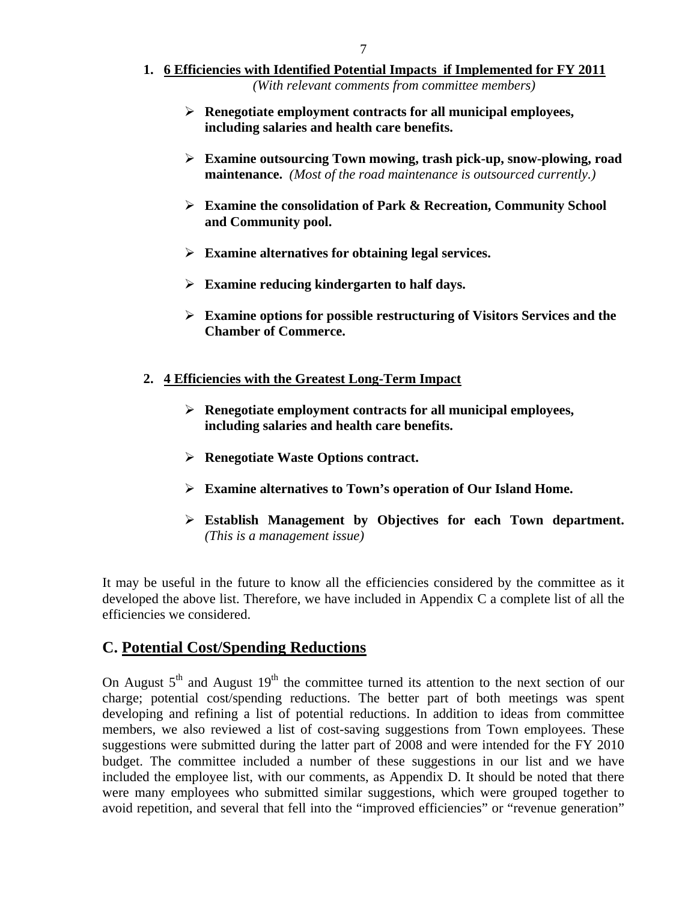1. **6 Efficiencies with Identified Potential Impacts if Implemented for FY 2011**

   *(With relevant comments from committee members)*

   - **Renegotiate employment contracts for all municipal employees, including salaries and health care benefits.**
   - **Examine outsourcing Town mowing, trash pick-up, snow-plowing, road maintenance.** *(Most of the road maintenance is outsourced currently.)*
   - **Examine the consolidation of Park & Recreation, Community School and Community pool.**
   - **Examine alternatives for obtaining legal services.**
   - **Examine reducing kindergarten to half days.**
   - **Examine options for possible restructuring of Visitors Services and the Chamber of Commerce.**

2. **4 Efficiencies with the Greatest Long-Term Impact**

   - **Renegotiate employment contracts for all municipal employees, including salaries and health care benefits.**
   - **Renegotiate Waste Options contract.**
   - **Examine alternatives to Town's operation of Our Island Home.**
   - **Establish Management by Objectives for each Town department.** *(This is a management issue)*

It may be useful in the future to know all the efficiencies considered by the committee as it developed the above list. Therefore, we have included in Appendix C a complete list of all the efficiencies we considered.

## C. Potential Cost/Spending Reductions

On August 5th and August 19th the committee turned its attention to the next section of our charge; potential cost/spending reductions. The better part of both meetings was spent developing and refining a list of potential reductions. In addition to ideas from committee members, we also reviewed a list of cost-saving suggestions from Town employees. These suggestions were submitted during the latter part of 2008 and were intended for the FY 2010 budget. The committee included a number of these suggestions in our list and we have included the employee list, with our comments, as Appendix D. It should be noted that there were many employees who submitted similar suggestions, which were grouped together to avoid repetition, and several that fell into the "improved efficiencies" or "revenue generation"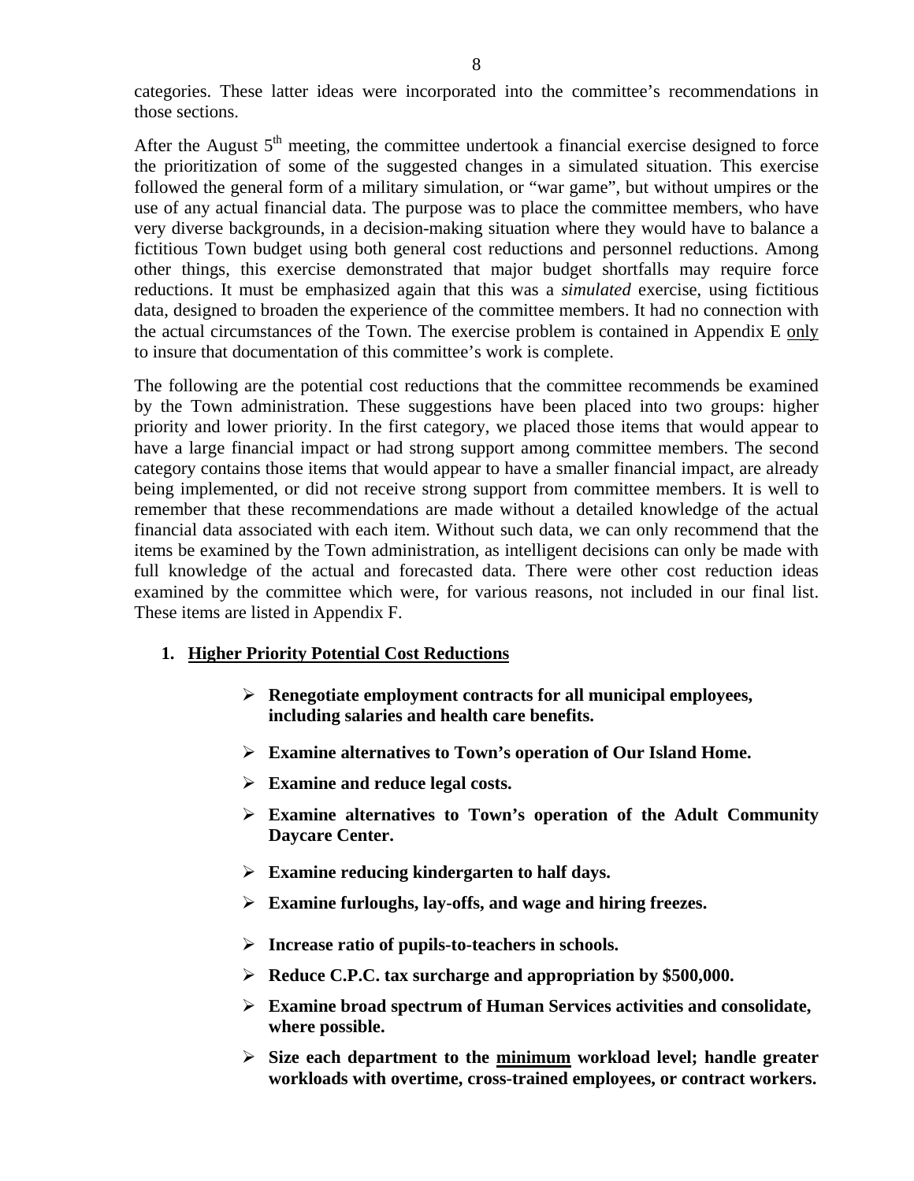categories. These latter ideas were incorporated into the committee's recommendations in those sections.

After the August 5th meeting, the committee undertook a financial exercise designed to force the prioritization of some of the suggested changes in a simulated situation. This exercise followed the general form of a military simulation, or "war game", but without umpires or the use of any actual financial data. The purpose was to place the committee members, who have very diverse backgrounds, in a decision-making situation where they would have to balance a fictitious Town budget using both general cost reductions and personnel reductions. Among other things, this exercise demonstrated that major budget shortfalls may require force reductions. It must be emphasized again that this was a *simulated* exercise, using fictitious data, designed to broaden the experience of the committee members. It had no connection with the actual circumstances of the Town. The exercise problem is contained in Appendix E <u>only</u> to insure that documentation of this committee's work is complete.

The following are the potential cost reductions that the committee recommends be examined by the Town administration. These suggestions have been placed into two groups: higher priority and lower priority. In the first category, we placed those items that would appear to have a large financial impact or had strong support among committee members. The second category contains those items that would appear to have a smaller financial impact, are already being implemented, or did not receive strong support from committee members. It is well to remember that these recommendations are made without a detailed knowledge of the actual financial data associated with each item. Without such data, we can only recommend that the items be examined by the Town administration, as intelligent decisions can only be made with full knowledge of the actual and forecasted data. There were other cost reduction ideas examined by the committee which were, for various reasons, not included in our final list. These items are listed in Appendix F.

1. **<u>Higher Priority Potential Cost Reductions</u>**

   - **Renegotiate employment contracts for all municipal employees, including salaries and health care benefits.**
   - **Examine alternatives to Town's operation of Our Island Home.**
   - **Examine and reduce legal costs.**
   - **Examine alternatives to Town's operation of the Adult Community Daycare Center.**
   - **Examine reducing kindergarten to half days.**
   - **Examine furloughs, lay-offs, and wage and hiring freezes.**
   - **Increase ratio of pupils-to-teachers in schools.**
   - **Reduce C.P.C. tax surcharge and appropriation by $500,000.**
   - **Examine broad spectrum of Human Services activities and consolidate, where possible.**
   - **Size each department to the <u>minimum</u> workload level; handle greater workloads with overtime, cross-trained employees, or contract workers.**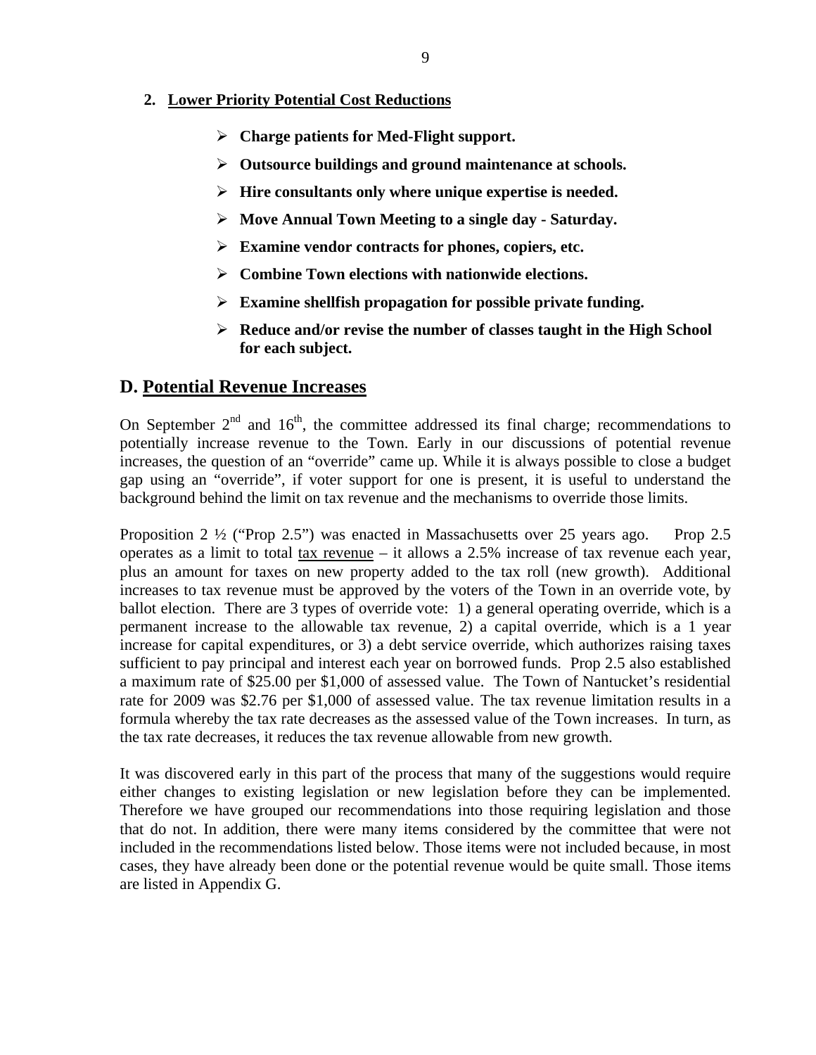### 2. Lower Priority Potential Cost Reductions

- **Charge patients for Med-Flight support.**
- **Outsource buildings and ground maintenance at schools.**
- **Hire consultants only where unique expertise is needed.**
- **Move Annual Town Meeting to a single day - Saturday.**
- **Examine vendor contracts for phones, copiers, etc.**
- **Combine Town elections with nationwide elections.**
- **Examine shellfish propagation for possible private funding.**
- **Reduce and/or revise the number of classes taught in the High School for each subject.**

## D. Potential Revenue Increases

On September 2nd and 16th, the committee addressed its final charge; recommendations to potentially increase revenue to the Town. Early in our discussions of potential revenue increases, the question of an "override" came up. While it is always possible to close a budget gap using an "override", if voter support for one is present, it is useful to understand the background behind the limit on tax revenue and the mechanisms to override those limits.

Proposition 2 ½ ("Prop 2.5") was enacted in Massachusetts over 25 years ago. Prop 2.5 operates as a limit to total tax revenue – it allows a 2.5% increase of tax revenue each year, plus an amount for taxes on new property added to the tax roll (new growth). Additional increases to tax revenue must be approved by the voters of the Town in an override vote, by ballot election. There are 3 types of override vote: 1) a general operating override, which is a permanent increase to the allowable tax revenue, 2) a capital override, which is a 1 year increase for capital expenditures, or 3) a debt service override, which authorizes raising taxes sufficient to pay principal and interest each year on borrowed funds. Prop 2.5 also established a maximum rate of $25.00 per $1,000 of assessed value. The Town of Nantucket's residential rate for 2009 was $2.76 per $1,000 of assessed value. The tax revenue limitation results in a formula whereby the tax rate decreases as the assessed value of the Town increases. In turn, as the tax rate decreases, it reduces the tax revenue allowable from new growth.

It was discovered early in this part of the process that many of the suggestions would require either changes to existing legislation or new legislation before they can be implemented. Therefore we have grouped our recommendations into those requiring legislation and those that do not. In addition, there were many items considered by the committee that were not included in the recommendations listed below. Those items were not included because, in most cases, they have already been done or the potential revenue would be quite small. Those items are listed in Appendix G.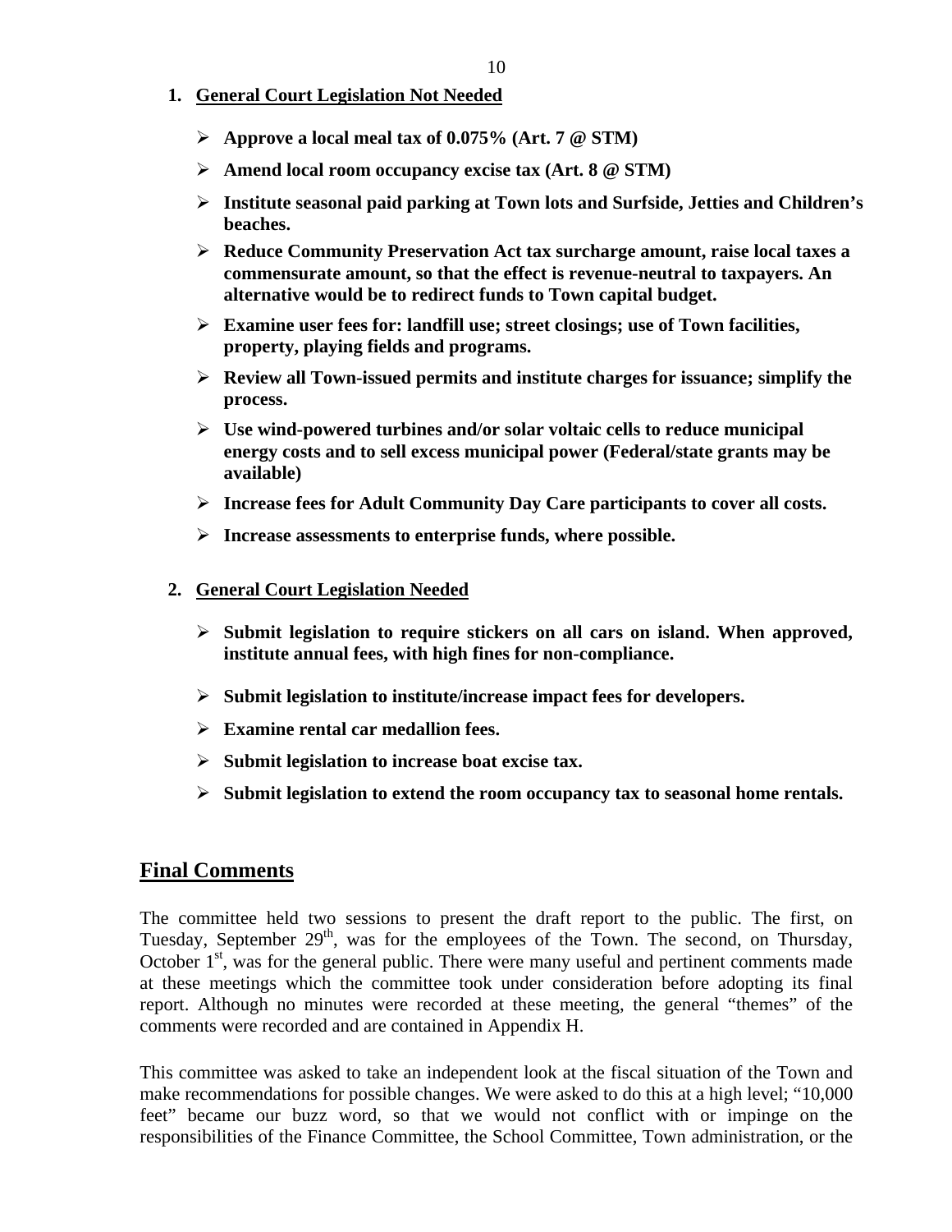1. **General Court Legislation Not Needed**

   - **Approve a local meal tax of 0.075% (Art. 7 @ STM)**
   - **Amend local room occupancy excise tax (Art. 8 @ STM)**
   - **Institute seasonal paid parking at Town lots and Surfside, Jetties and Children's beaches.**
   - **Reduce Community Preservation Act tax surcharge amount, raise local taxes a commensurate amount, so that the effect is revenue-neutral to taxpayers. An alternative would be to redirect funds to Town capital budget.**
   - **Examine user fees for: landfill use; street closings; use of Town facilities, property, playing fields and programs.**
   - **Review all Town-issued permits and institute charges for issuance; simplify the process.**
   - **Use wind-powered turbines and/or solar voltaic cells to reduce municipal energy costs and to sell excess municipal power (Federal/state grants may be available)**
   - **Increase fees for Adult Community Day Care participants to cover all costs.**
   - **Increase assessments to enterprise funds, where possible.**

2. **General Court Legislation Needed**

   - **Submit legislation to require stickers on all cars on island. When approved, institute annual fees, with high fines for non-compliance.**
   - **Submit legislation to institute/increase impact fees for developers.**
   - **Examine rental car medallion fees.**
   - **Submit legislation to increase boat excise tax.**
   - **Submit legislation to extend the room occupancy tax to seasonal home rentals.**

## Final Comments

The committee held two sessions to present the draft report to the public. The first, on Tuesday, September 29th, was for the employees of the Town. The second, on Thursday, October 1st, was for the general public. There were many useful and pertinent comments made at these meetings which the committee took under consideration before adopting its final report. Although no minutes were recorded at these meeting, the general "themes" of the comments were recorded and are contained in Appendix H.

This committee was asked to take an independent look at the fiscal situation of the Town and make recommendations for possible changes. We were asked to do this at a high level; "10,000 feet" became our buzz word, so that we would not conflict with or impinge on the responsibilities of the Finance Committee, the School Committee, Town administration, or the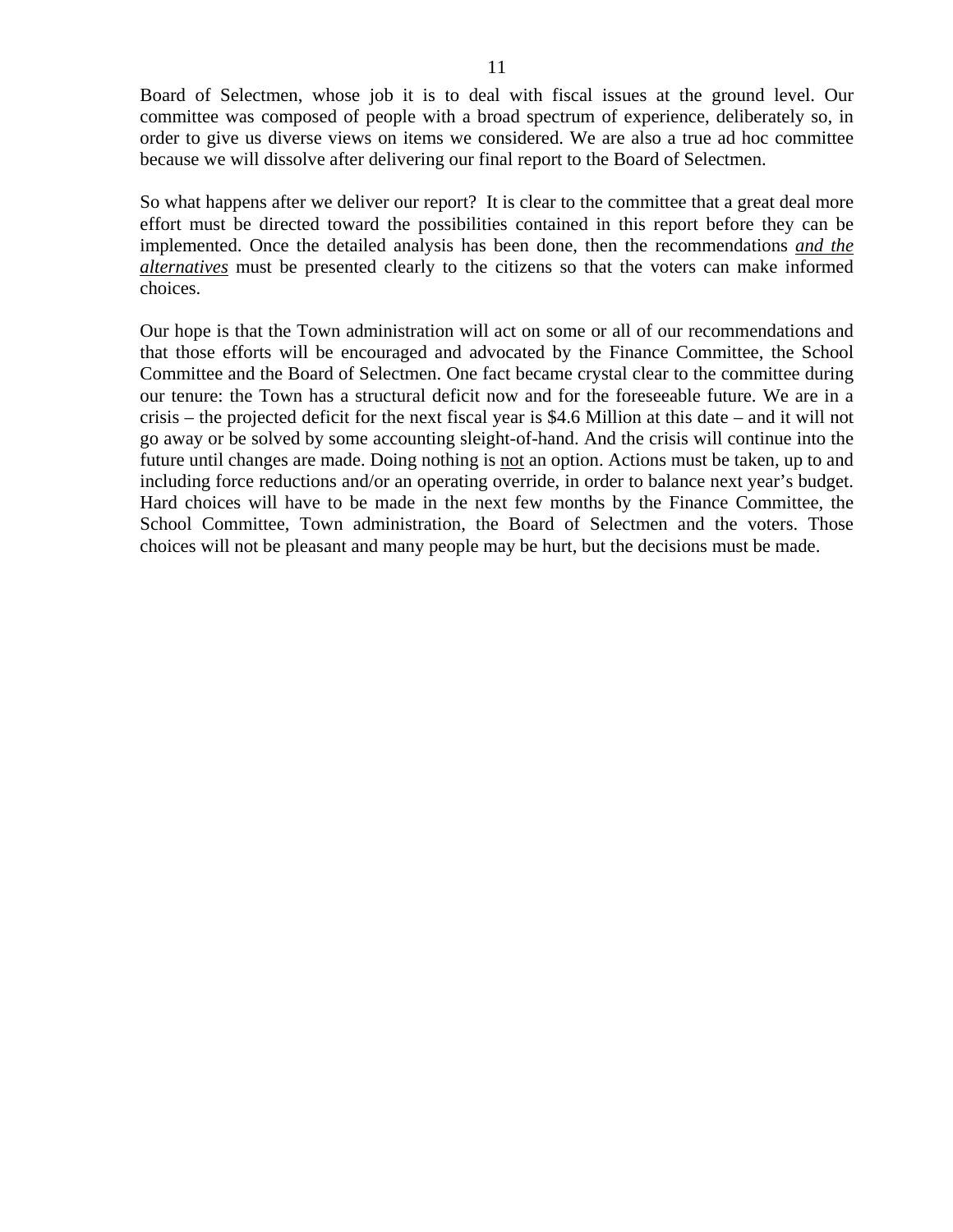Board of Selectmen, whose job it is to deal with fiscal issues at the ground level. Our committee was composed of people with a broad spectrum of experience, deliberately so, in order to give us diverse views on items we considered. We are also a true ad hoc committee because we will dissolve after delivering our final report to the Board of Selectmen.

So what happens after we deliver our report? It is clear to the committee that a great deal more effort must be directed toward the possibilities contained in this report before they can be implemented. Once the detailed analysis has been done, then the recommendations <u>*and the alternatives*</u> must be presented clearly to the citizens so that the voters can make informed choices.

Our hope is that the Town administration will act on some or all of our recommendations and that those efforts will be encouraged and advocated by the Finance Committee, the School Committee and the Board of Selectmen. One fact became crystal clear to the committee during our tenure: the Town has a structural deficit now and for the foreseeable future. We are in a crisis – the projected deficit for the next fiscal year is $4.6 Million at this date – and it will not go away or be solved by some accounting sleight-of-hand. And the crisis will continue into the future until changes are made. Doing nothing is <u>not</u> an option. Actions must be taken, up to and including force reductions and/or an operating override, in order to balance next year's budget. Hard choices will have to be made in the next few months by the Finance Committee, the School Committee, Town administration, the Board of Selectmen and the voters. Those choices will not be pleasant and many people may be hurt, but the decisions must be made.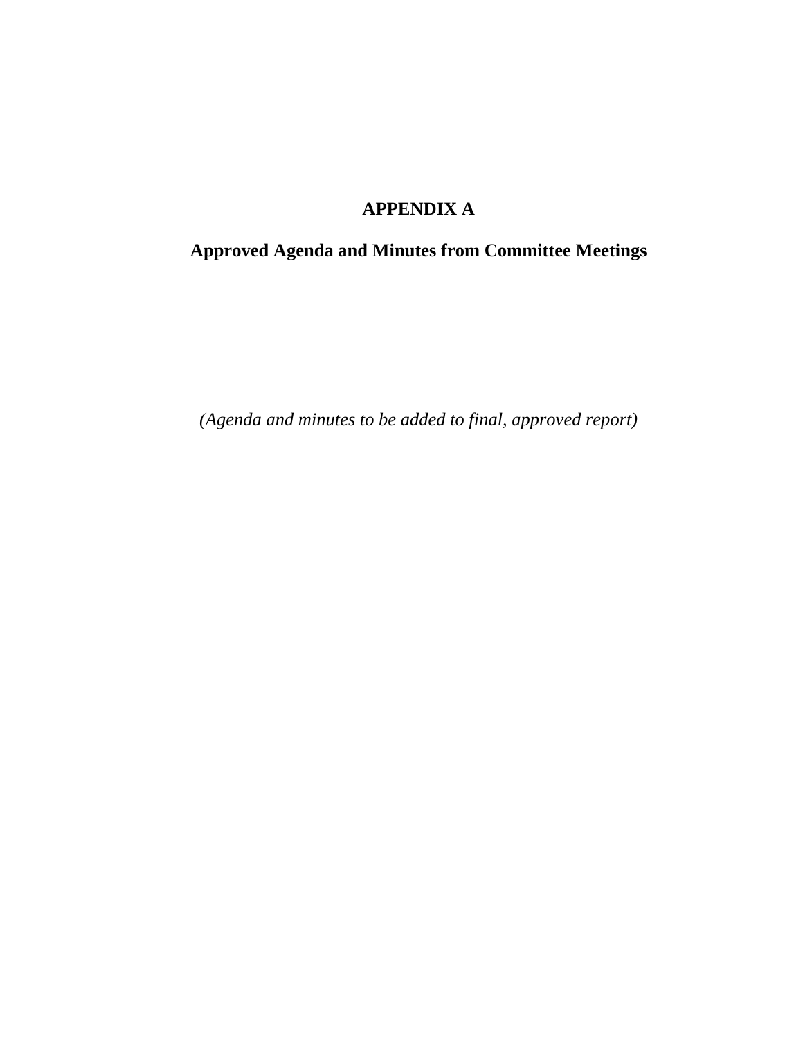# APPENDIX A

## Approved Agenda and Minutes from Committee Meetings

*(Agenda and minutes to be added to final, approved report)*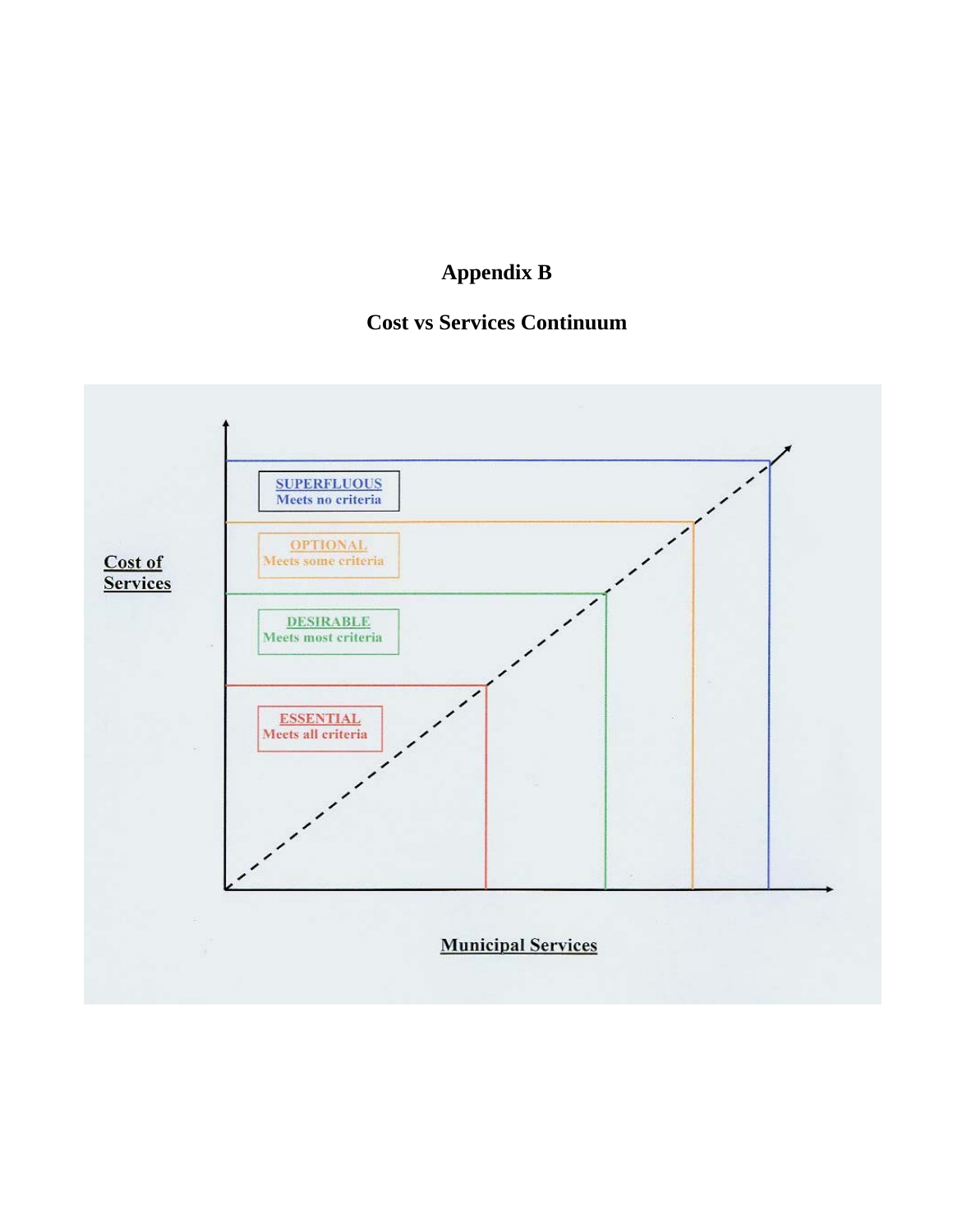# Appendix B

## Cost vs Services Continuum

Cost of Services

SUPERFLUOUS
Meets no criteria

OPTIONAL
Meets some criteria

DESIRABLE
Meets most criteria

ESSENTIAL
Meets all criteria

Municipal Services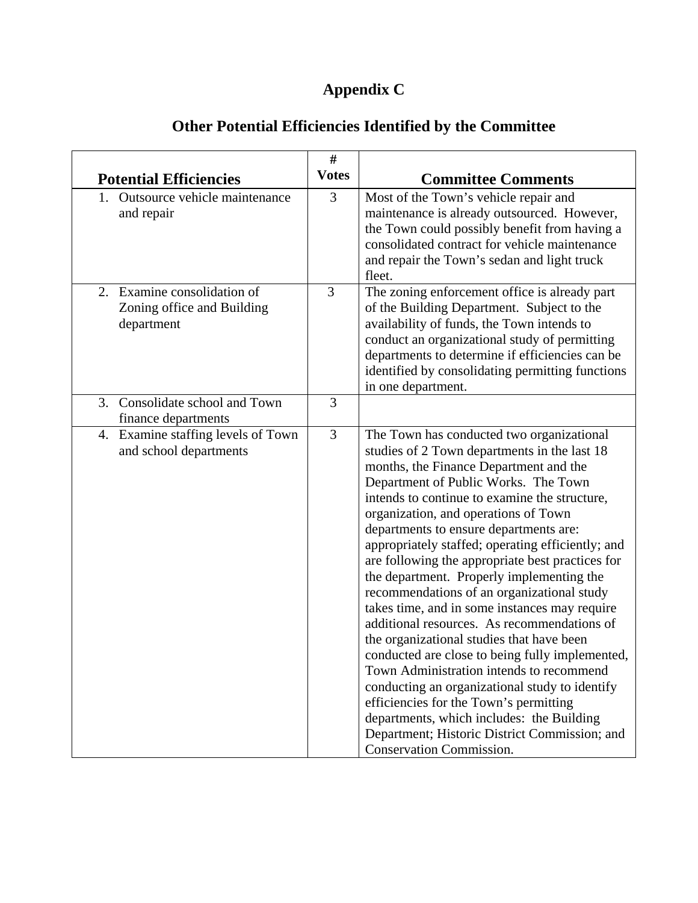# Appendix C

## Other Potential Efficiencies Identified by the Committee

| Potential Efficiencies | # Votes | Committee Comments |
|---|---|---|
| 1. Outsource vehicle maintenance and repair | 3 | Most of the Town's vehicle repair and maintenance is already outsourced. However, the Town could possibly benefit from having a consolidated contract for vehicle maintenance and repair the Town's sedan and light truck fleet. |
| 2. Examine consolidation of Zoning office and Building department | 3 | The zoning enforcement office is already part of the Building Department. Subject to the availability of funds, the Town intends to conduct an organizational study of permitting departments to determine if efficiencies can be identified by consolidating permitting functions in one department. |
| 3. Consolidate school and Town finance departments | 3 | |
| 4. Examine staffing levels of Town and school departments | 3 | The Town has conducted two organizational studies of 2 Town departments in the last 18 months, the Finance Department and the Department of Public Works. The Town intends to continue to examine the structure, organization, and operations of Town departments to ensure departments are: appropriately staffed; operating efficiently; and are following the appropriate best practices for the department. Properly implementing the recommendations of an organizational study takes time, and in some instances may require additional resources. As recommendations of the organizational studies that have been conducted are close to being fully implemented, Town Administration intends to recommend conducting an organizational study to identify efficiencies for the Town's permitting departments, which includes: the Building Department; Historic District Commission; and Conservation Commission. |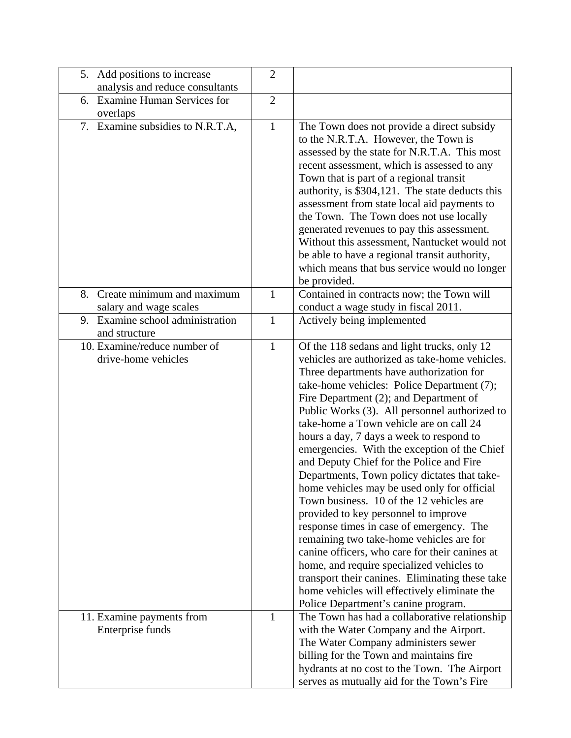| | | |
|---|---|---|
| 5. Add positions to increase analysis and reduce consultants | 2 | |
| 6. Examine Human Services for overlaps | 2 | |
| 7. Examine subsidies to N.R.T.A, | 1 | The Town does not provide a direct subsidy to the N.R.T.A. However, the Town is assessed by the state for N.R.T.A. This most recent assessment, which is assessed to any Town that is part of a regional transit authority, is $304,121. The state deducts this assessment from state local aid payments to the Town. The Town does not use locally generated revenues to pay this assessment. Without this assessment, Nantucket would not be able to have a regional transit authority, which means that bus service would no longer be provided. |
| 8. Create minimum and maximum salary and wage scales | 1 | Contained in contracts now; the Town will conduct a wage study in fiscal 2011. |
| 9. Examine school administration and structure | 1 | Actively being implemented |
| 10. Examine/reduce number of drive-home vehicles | 1 | Of the 118 sedans and light trucks, only 12 vehicles are authorized as take-home vehicles. Three departments have authorization for take-home vehicles: Police Department (7); Fire Department (2); and Department of Public Works (3). All personnel authorized to take-home a Town vehicle are on call 24 hours a day, 7 days a week to respond to emergencies. With the exception of the Chief and Deputy Chief for the Police and Fire Departments, Town policy dictates that take-home vehicles may be used only for official Town business. 10 of the 12 vehicles are provided to key personnel to improve response times in case of emergency. The remaining two take-home vehicles are for canine officers, who care for their canines at home, and require specialized vehicles to transport their canines. Eliminating these take home vehicles will effectively eliminate the Police Department's canine program. |
| 11. Examine payments from Enterprise funds | 1 | The Town has had a collaborative relationship with the Water Company and the Airport. The Water Company administers sewer billing for the Town and maintains fire hydrants at no cost to the Town. The Airport serves as mutually aid for the Town's Fire |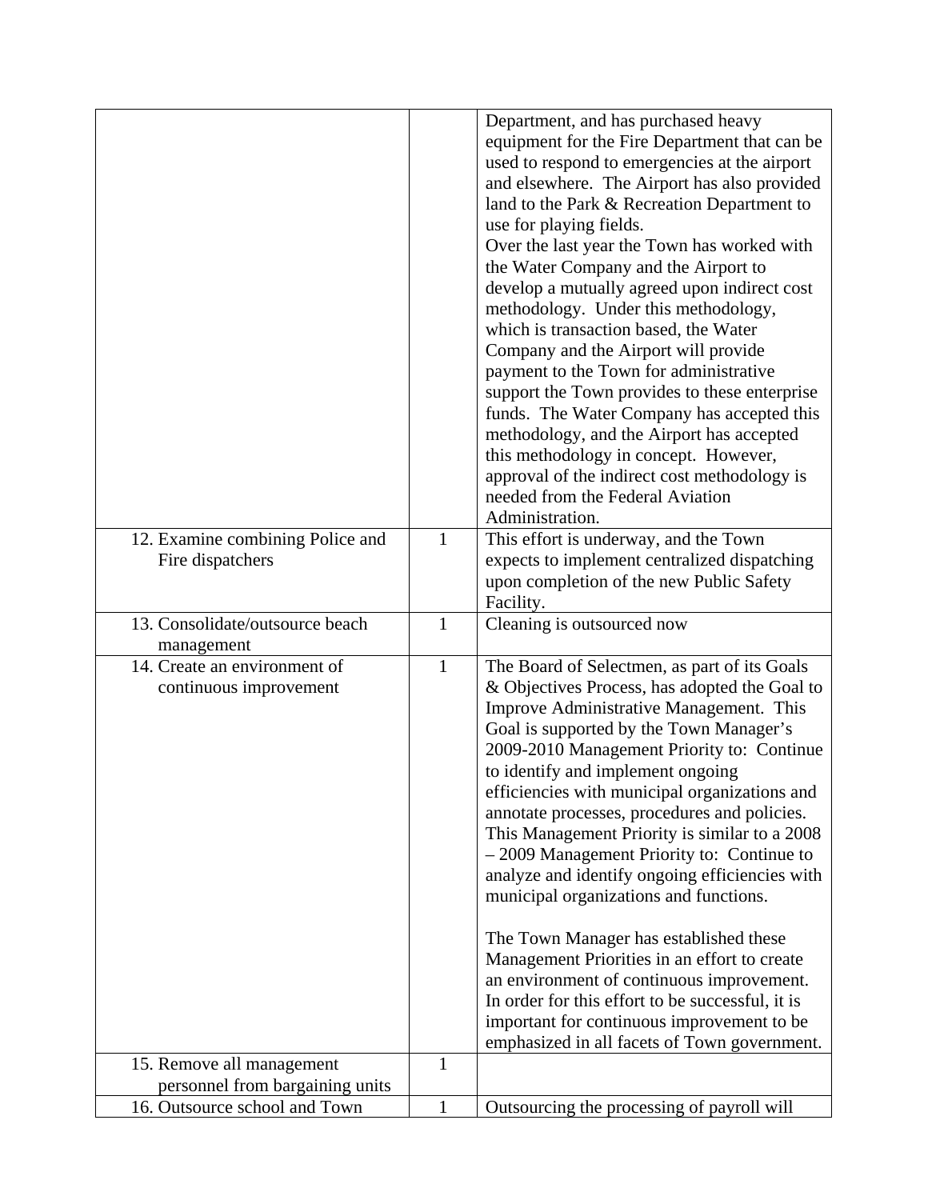| | | |
|---|---|---|
| | | Department, and has purchased heavy equipment for the Fire Department that can be used to respond to emergencies at the airport and elsewhere. The Airport has also provided land to the Park & Recreation Department to use for playing fields.<br>Over the last year the Town has worked with the Water Company and the Airport to develop a mutually agreed upon indirect cost methodology. Under this methodology, which is transaction based, the Water Company and the Airport will provide payment to the Town for administrative support the Town provides to these enterprise funds. The Water Company has accepted this methodology, and the Airport has accepted this methodology in concept. However, approval of the indirect cost methodology is needed from the Federal Aviation Administration. |
| 12. Examine combining Police and Fire dispatchers | 1 | This effort is underway, and the Town expects to implement centralized dispatching upon completion of the new Public Safety Facility. |
| 13. Consolidate/outsource beach management | 1 | Cleaning is outsourced now |
| 14. Create an environment of continuous improvement | 1 | The Board of Selectmen, as part of its Goals & Objectives Process, has adopted the Goal to Improve Administrative Management. This Goal is supported by the Town Manager's 2009-2010 Management Priority to: Continue to identify and implement ongoing efficiencies with municipal organizations and annotate processes, procedures and policies. This Management Priority is similar to a 2008 – 2009 Management Priority to: Continue to analyze and identify ongoing efficiencies with municipal organizations and functions.<br><br>The Town Manager has established these Management Priorities in an effort to create an environment of continuous improvement. In order for this effort to be successful, it is important for continuous improvement to be emphasized in all facets of Town government. |
| 15. Remove all management personnel from bargaining units | 1 | |
| 16. Outsource school and Town | 1 | Outsourcing the processing of payroll will |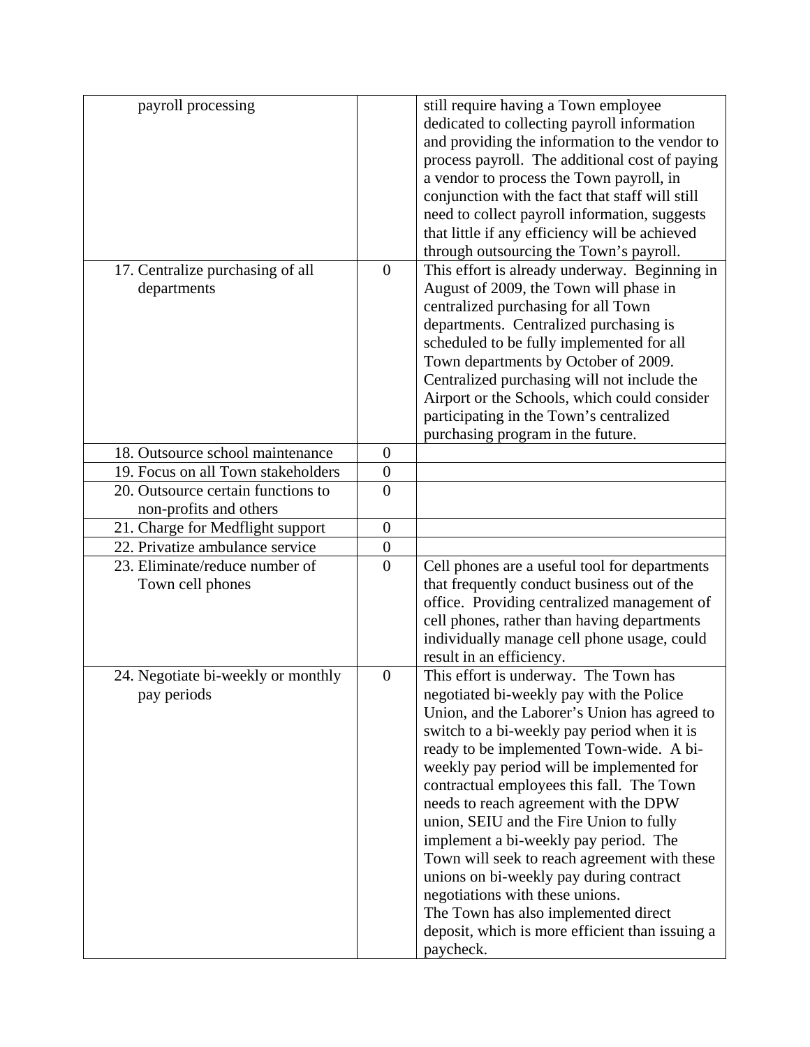| | | |
|---|---|---|
| payroll processing | | still require having a Town employee dedicated to collecting payroll information and providing the information to the vendor to process payroll. The additional cost of paying a vendor to process the Town payroll, in conjunction with the fact that staff will still need to collect payroll information, suggests that little if any efficiency will be achieved through outsourcing the Town's payroll. |
| 17. Centralize purchasing of all departments | 0 | This effort is already underway. Beginning in August of 2009, the Town will phase in centralized purchasing for all Town departments. Centralized purchasing is scheduled to be fully implemented for all Town departments by October of 2009. Centralized purchasing will not include the Airport or the Schools, which could consider participating in the Town's centralized purchasing program in the future. |
| 18. Outsource school maintenance | 0 | |
| 19. Focus on all Town stakeholders | 0 | |
| 20. Outsource certain functions to non-profits and others | 0 | |
| 21. Charge for Medflight support | 0 | |
| 22. Privatize ambulance service | 0 | |
| 23. Eliminate/reduce number of Town cell phones | 0 | Cell phones are a useful tool for departments that frequently conduct business out of the office. Providing centralized management of cell phones, rather than having departments individually manage cell phone usage, could result in an efficiency. |
| 24. Negotiate bi-weekly or monthly pay periods | 0 | This effort is underway. The Town has negotiated bi-weekly pay with the Police Union, and the Laborer's Union has agreed to switch to a bi-weekly pay period when it is ready to be implemented Town-wide. A bi-weekly pay period will be implemented for contractual employees this fall. The Town needs to reach agreement with the DPW union, SEIU and the Fire Union to fully implement a bi-weekly pay period. The Town will seek to reach agreement with these unions on bi-weekly pay during contract negotiations with these unions.<br>The Town has also implemented direct deposit, which is more efficient than issuing a paycheck. |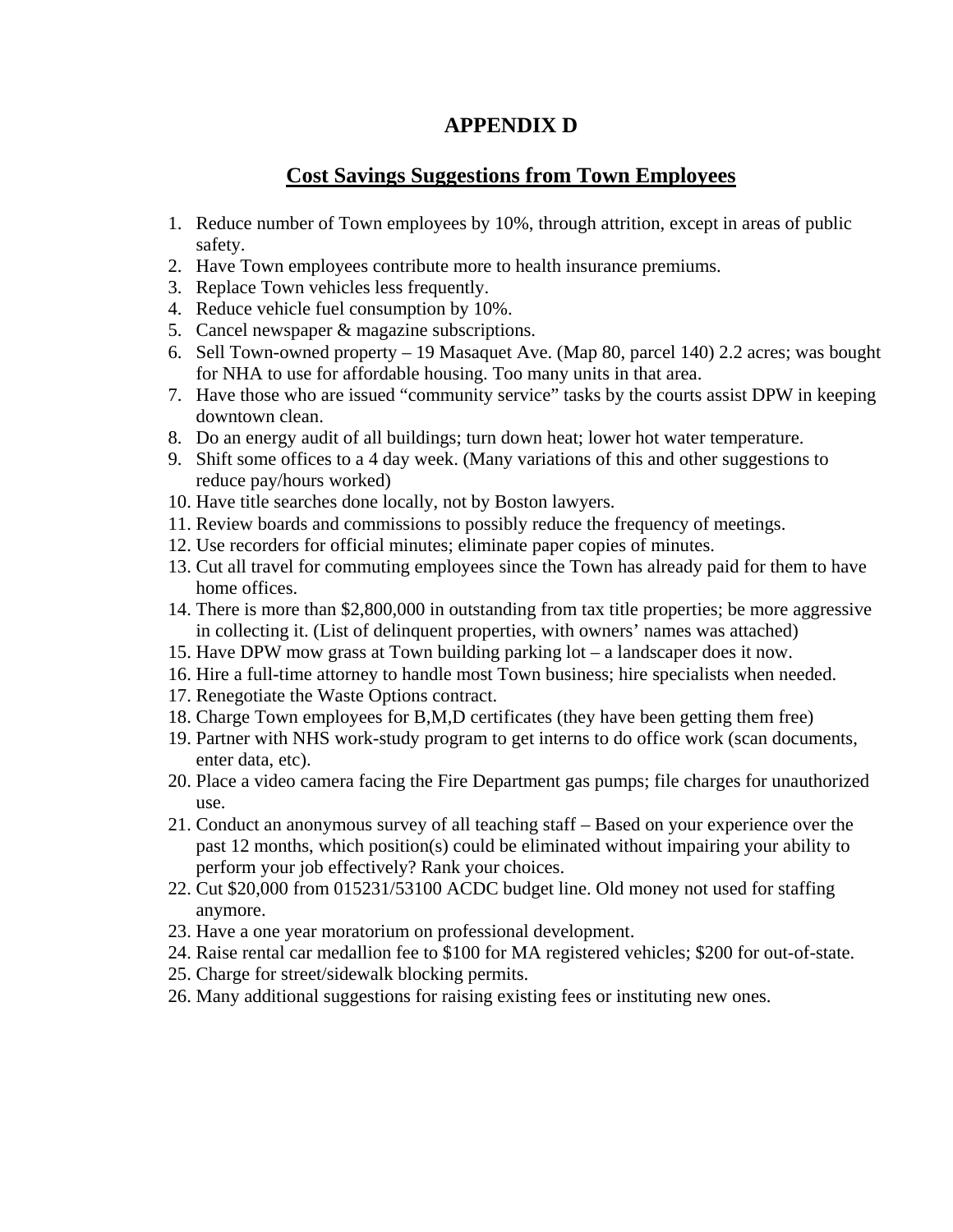# APPENDIX D

## Cost Savings Suggestions from Town Employees

1. Reduce number of Town employees by 10%, through attrition, except in areas of public safety.
2. Have Town employees contribute more to health insurance premiums.
3. Replace Town vehicles less frequently.
4. Reduce vehicle fuel consumption by 10%.
5. Cancel newspaper & magazine subscriptions.
6. Sell Town-owned property – 19 Masaquet Ave. (Map 80, parcel 140) 2.2 acres; was bought for NHA to use for affordable housing. Too many units in that area.
7. Have those who are issued "community service" tasks by the courts assist DPW in keeping downtown clean.
8. Do an energy audit of all buildings; turn down heat; lower hot water temperature.
9. Shift some offices to a 4 day week. (Many variations of this and other suggestions to reduce pay/hours worked)
10. Have title searches done locally, not by Boston lawyers.
11. Review boards and commissions to possibly reduce the frequency of meetings.
12. Use recorders for official minutes; eliminate paper copies of minutes.
13. Cut all travel for commuting employees since the Town has already paid for them to have home offices.
14. There is more than $2,800,000 in outstanding from tax title properties; be more aggressive in collecting it. (List of delinquent properties, with owners' names was attached)
15. Have DPW mow grass at Town building parking lot – a landscaper does it now.
16. Hire a full-time attorney to handle most Town business; hire specialists when needed.
17. Renegotiate the Waste Options contract.
18. Charge Town employees for B,M,D certificates (they have been getting them free)
19. Partner with NHS work-study program to get interns to do office work (scan documents, enter data, etc).
20. Place a video camera facing the Fire Department gas pumps; file charges for unauthorized use.
21. Conduct an anonymous survey of all teaching staff – Based on your experience over the past 12 months, which position(s) could be eliminated without impairing your ability to perform your job effectively? Rank your choices.
22. Cut $20,000 from 015231/53100 ACDC budget line. Old money not used for staffing anymore.
23. Have a one year moratorium on professional development.
24. Raise rental car medallion fee to $100 for MA registered vehicles; $200 for out-of-state.
25. Charge for street/sidewalk blocking permits.
26. Many additional suggestions for raising existing fees or instituting new ones.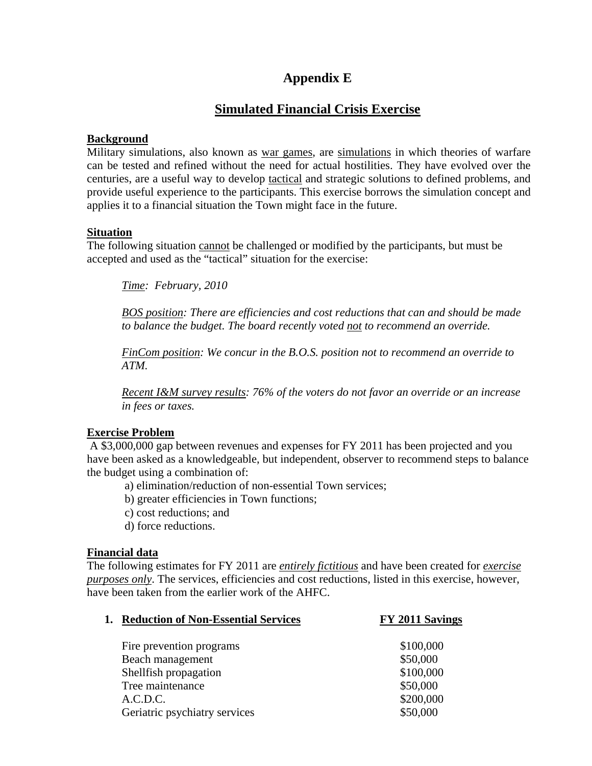# Appendix E

## Simulated Financial Crisis Exercise

**Background**

Military simulations, also known as war games, are simulations in which theories of warfare can be tested and refined without the need for actual hostilities. They have evolved over the centuries, are a useful way to develop tactical and strategic solutions to defined problems, and provide useful experience to the participants. This exercise borrows the simulation concept and applies it to a financial situation the Town might face in the future.

**Situation**

The following situation cannot be challenged or modified by the participants, but must be accepted and used as the "tactical" situation for the exercise:

*Time: February, 2010*

*BOS position: There are efficiencies and cost reductions that can and should be made to balance the budget. The board recently voted not to recommend an override.*

*FinCom position: We concur in the B.O.S. position not to recommend an override to ATM.*

*Recent I&M survey results: 76% of the voters do not favor an override or an increase in fees or taxes.*

**Exercise Problem**

A $3,000,000 gap between revenues and expenses for FY 2011 has been projected and you have been asked as a knowledgeable, but independent, observer to recommend steps to balance the budget using a combination of:

a) elimination/reduction of non-essential Town services;
b) greater efficiencies in Town functions;
c) cost reductions; and
d) force reductions.

**Financial data**

The following estimates for FY 2011 are *entirely fictitious* and have been created for *exercise purposes only*. The services, efficiencies and cost reductions, listed in this exercise, however, have been taken from the earlier work of the AHFC.

| 1. **Reduction of Non-Essential Services** | **FY 2011 Savings** |
|---|---|
| Fire prevention programs | $100,000 |
| Beach management | $50,000 |
| Shellfish propagation | $100,000 |
| Tree maintenance | $50,000 |
| A.C.D.C. | $200,000 |
| Geriatric psychiatry services | $50,000 |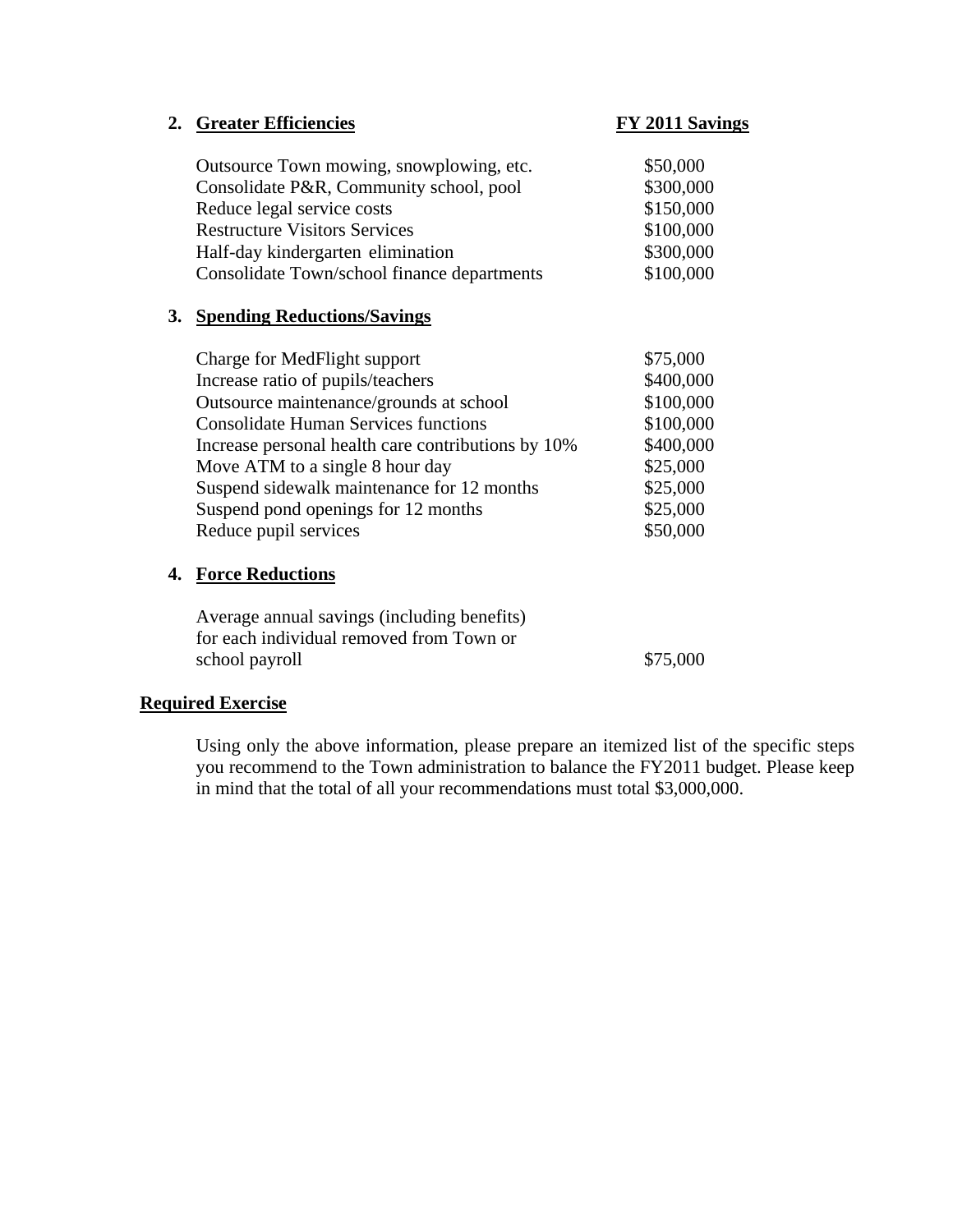2. **Greater Efficiencies**

| Item | FY 2011 Savings |
| --- | --- |
| Outsource Town mowing, snowplowing, etc. | $50,000 |
| Consolidate P&R, Community school, pool | $300,000 |
| Reduce legal service costs | $150,000 |
| Restructure Visitors Services | $100,000 |
| Half-day kindergarten elimination | $300,000 |
| Consolidate Town/school finance departments | $100,000 |

3. **Spending Reductions/Savings**

| Item | FY 2011 Savings |
| --- | --- |
| Charge for MedFlight support | $75,000 |
| Increase ratio of pupils/teachers | $400,000 |
| Outsource maintenance/grounds at school | $100,000 |
| Consolidate Human Services functions | $100,000 |
| Increase personal health care contributions by 10% | $400,000 |
| Move ATM to a single 8 hour day | $25,000 |
| Suspend sidewalk maintenance for 12 months | $25,000 |
| Suspend pond openings for 12 months | $25,000 |
| Reduce pupil services | $50,000 |

4. **Force Reductions**

| Item | FY 2011 Savings |
| --- | --- |
| Average annual savings (including benefits) for each individual removed from Town or school payroll | $75,000 |

**Required Exercise**

Using only the above information, please prepare an itemized list of the specific steps you recommend to the Town administration to balance the FY2011 budget. Please keep in mind that the total of all your recommendations must total $3,000,000.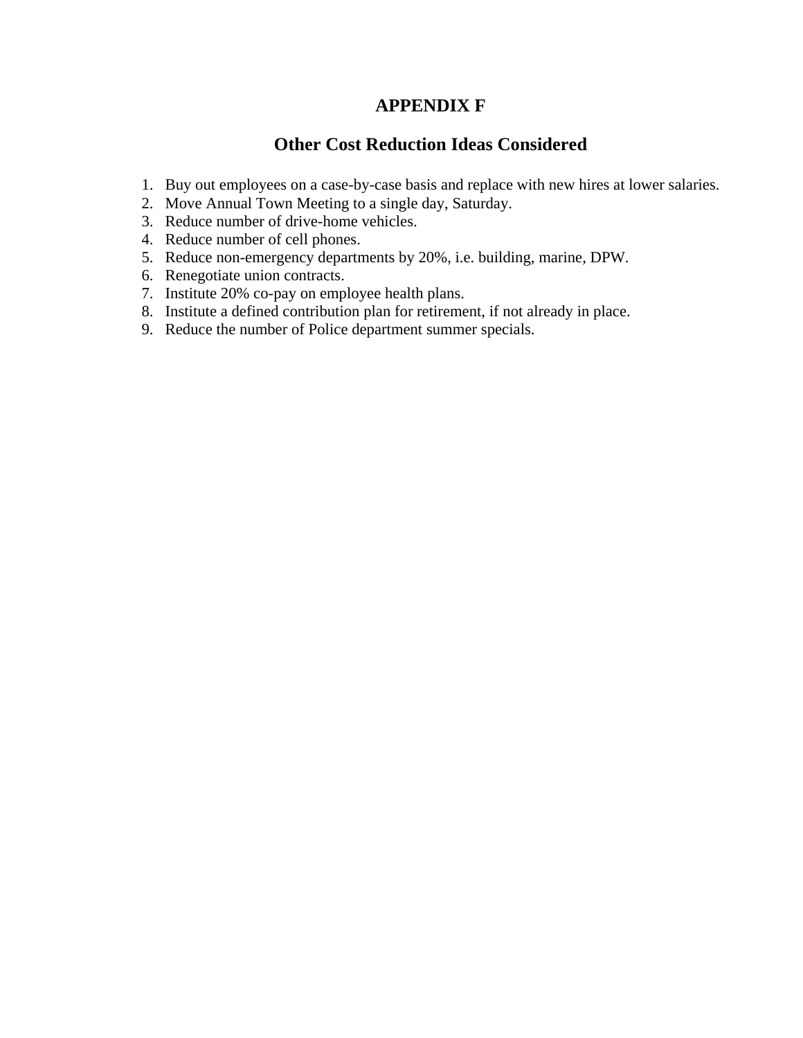# APPENDIX F

## Other Cost Reduction Ideas Considered

1. Buy out employees on a case-by-case basis and replace with new hires at lower salaries.
2. Move Annual Town Meeting to a single day, Saturday.
3. Reduce number of drive-home vehicles.
4. Reduce number of cell phones.
5. Reduce non-emergency departments by 20%, i.e. building, marine, DPW.
6. Renegotiate union contracts.
7. Institute 20% co-pay on employee health plans.
8. Institute a defined contribution plan for retirement, if not already in place.
9. Reduce the number of Police department summer specials.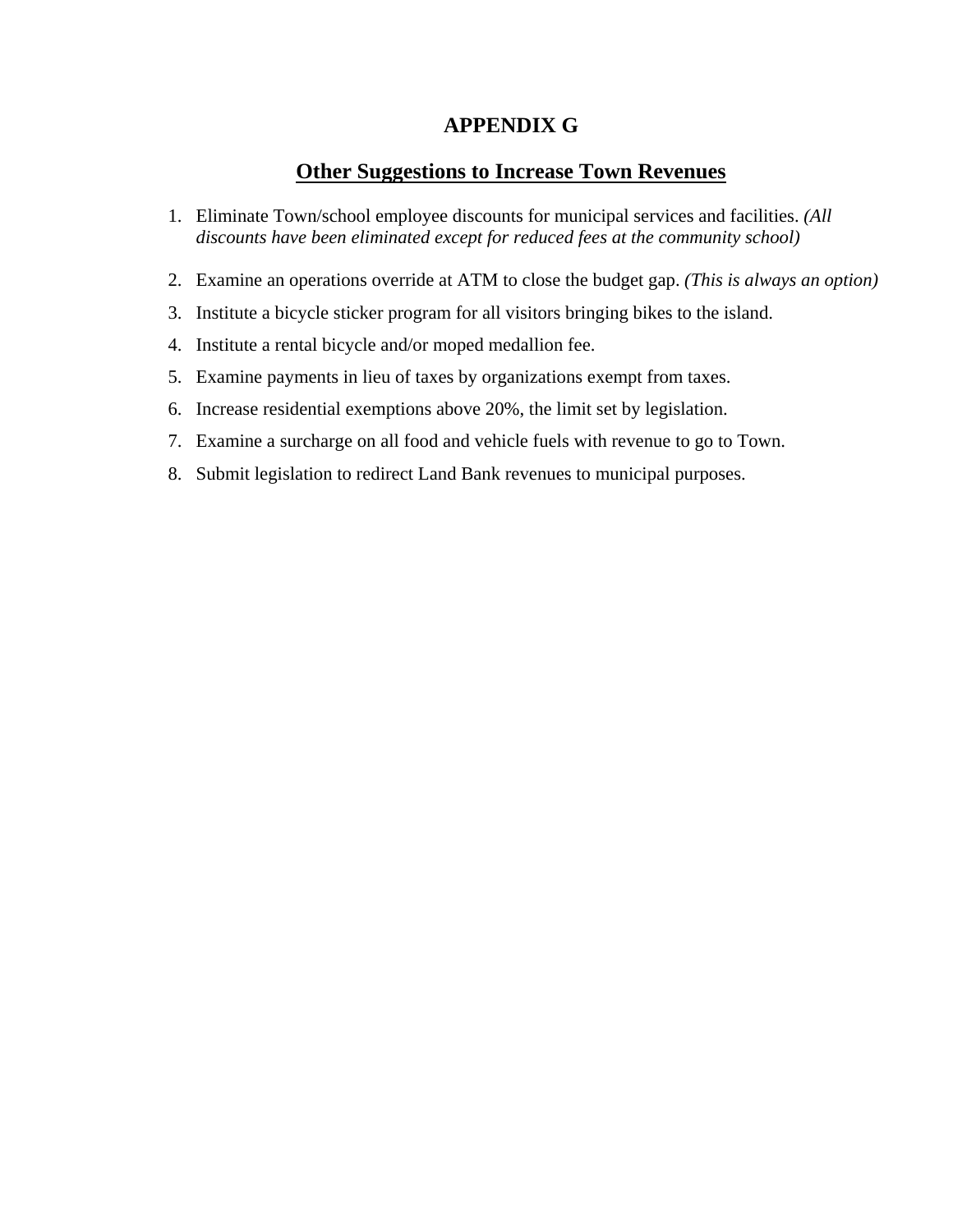# APPENDIX G

## Other Suggestions to Increase Town Revenues

1. Eliminate Town/school employee discounts for municipal services and facilities. *(All discounts have been eliminated except for reduced fees at the community school)*
2. Examine an operations override at ATM to close the budget gap. *(This is always an option)*
3. Institute a bicycle sticker program for all visitors bringing bikes to the island.
4. Institute a rental bicycle and/or moped medallion fee.
5. Examine payments in lieu of taxes by organizations exempt from taxes.
6. Increase residential exemptions above 20%, the limit set by legislation.
7. Examine a surcharge on all food and vehicle fuels with revenue to go to Town.
8. Submit legislation to redirect Land Bank revenues to municipal purposes.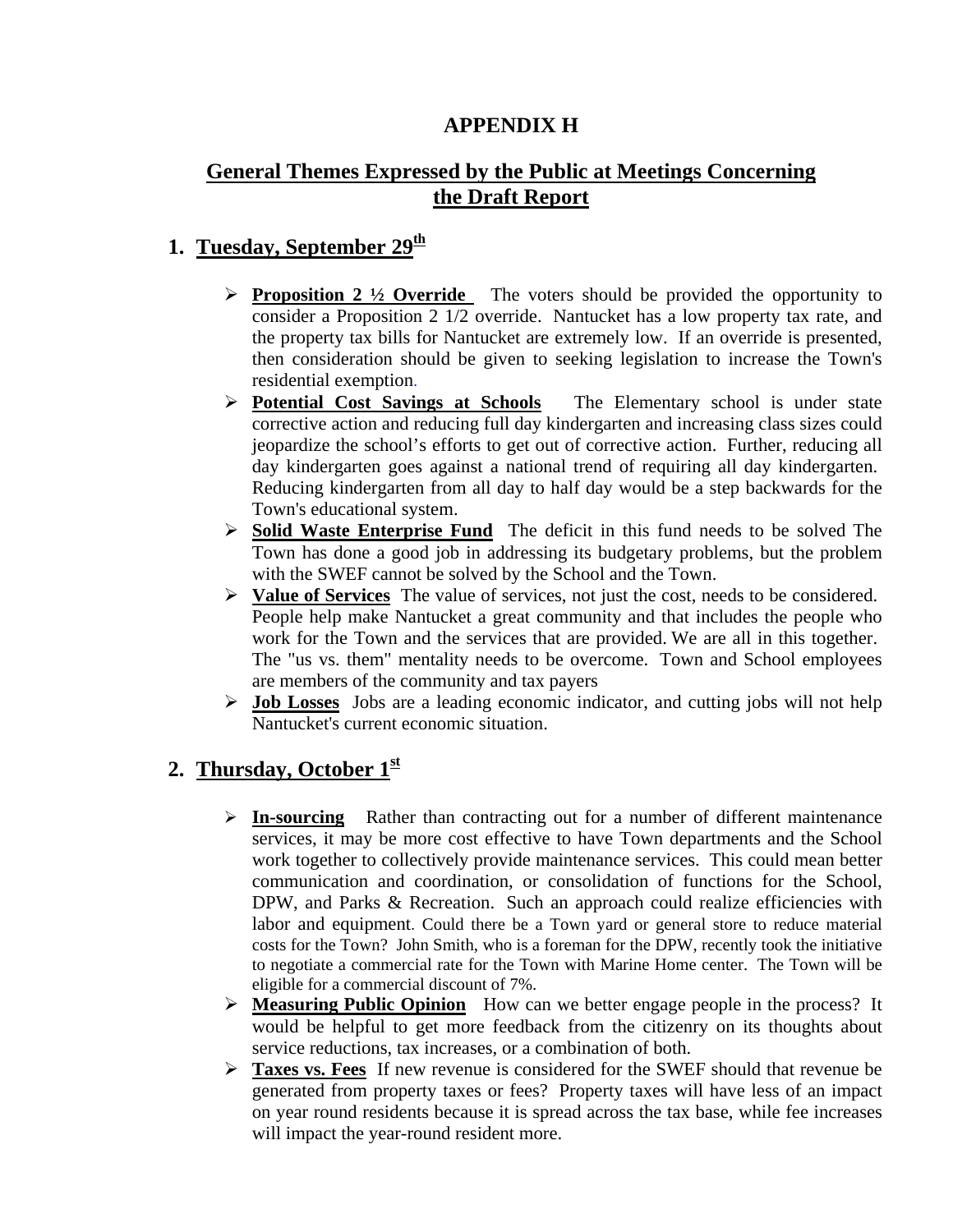# APPENDIX H

## General Themes Expressed by the Public at Meetings Concerning the Draft Report

### 1. Tuesday, September 29th

- **Proposition 2 ½ Override** The voters should be provided the opportunity to consider a Proposition 2 1/2 override. Nantucket has a low property tax rate, and the property tax bills for Nantucket are extremely low. If an override is presented, then consideration should be given to seeking legislation to increase the Town's residential exemption.
- **Potential Cost Savings at Schools** The Elementary school is under state corrective action and reducing full day kindergarten and increasing class sizes could jeopardize the school's efforts to get out of corrective action. Further, reducing all day kindergarten goes against a national trend of requiring all day kindergarten. Reducing kindergarten from all day to half day would be a step backwards for the Town's educational system.
- **Solid Waste Enterprise Fund** The deficit in this fund needs to be solved The Town has done a good job in addressing its budgetary problems, but the problem with the SWEF cannot be solved by the School and the Town.
- **Value of Services** The value of services, not just the cost, needs to be considered. People help make Nantucket a great community and that includes the people who work for the Town and the services that are provided. We are all in this together. The "us vs. them" mentality needs to be overcome. Town and School employees are members of the community and tax payers
- **Job Losses** Jobs are a leading economic indicator, and cutting jobs will not help Nantucket's current economic situation.

### 2. Thursday, October 1st

- **In-sourcing** Rather than contracting out for a number of different maintenance services, it may be more cost effective to have Town departments and the School work together to collectively provide maintenance services. This could mean better communication and coordination, or consolidation of functions for the School, DPW, and Parks & Recreation. Such an approach could realize efficiencies with labor and equipment. Could there be a Town yard or general store to reduce material costs for the Town? John Smith, who is a foreman for the DPW, recently took the initiative to negotiate a commercial rate for the Town with Marine Home center. The Town will be eligible for a commercial discount of 7%.
- **Measuring Public Opinion** How can we better engage people in the process? It would be helpful to get more feedback from the citizenry on its thoughts about service reductions, tax increases, or a combination of both.
- **Taxes vs. Fees** If new revenue is considered for the SWEF should that revenue be generated from property taxes or fees? Property taxes will have less of an impact on year round residents because it is spread across the tax base, while fee increases will impact the year-round resident more.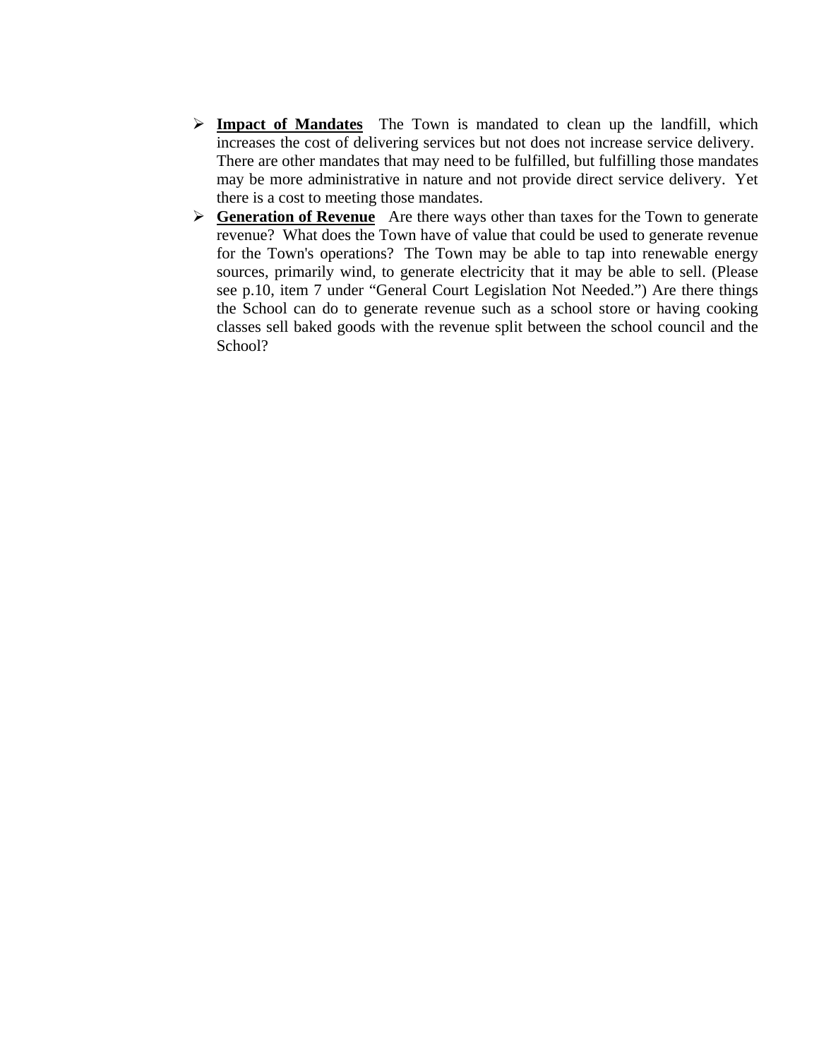- **<u>Impact of Mandates</u>** The Town is mandated to clean up the landfill, which increases the cost of delivering services but not does not increase service delivery. There are other mandates that may need to be fulfilled, but fulfilling those mandates may be more administrative in nature and not provide direct service delivery. Yet there is a cost to meeting those mandates.
- **<u>Generation of Revenue</u>** Are there ways other than taxes for the Town to generate revenue? What does the Town have of value that could be used to generate revenue for the Town's operations? The Town may be able to tap into renewable energy sources, primarily wind, to generate electricity that it may be able to sell. (Please see p.10, item 7 under "General Court Legislation Not Needed.") Are there things the School can do to generate revenue such as a school store or having cooking classes sell baked goods with the revenue split between the school council and the School?